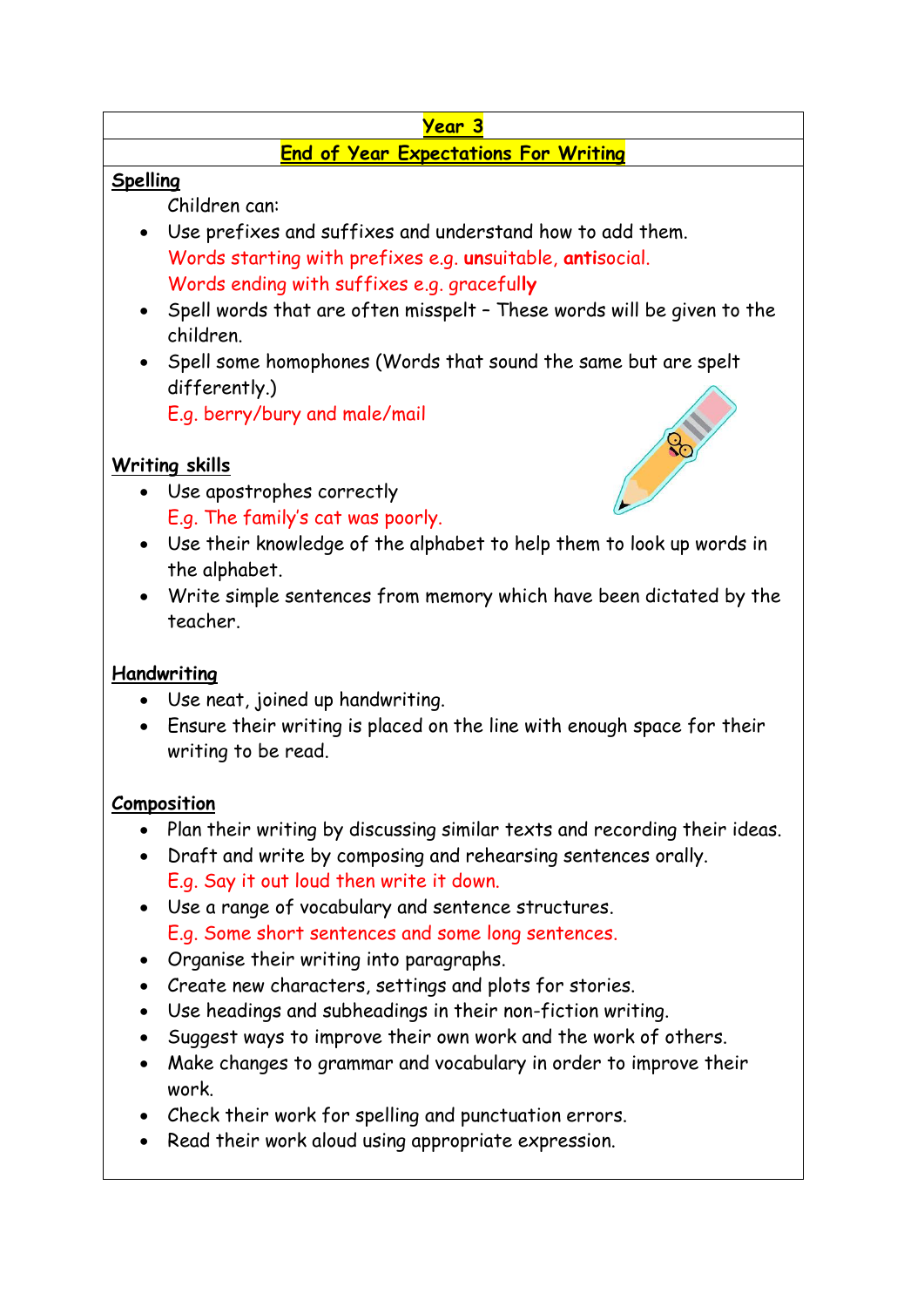# Year 3

## End of Year Expectations For Writing

### Spelling

Children can:

- Use prefixes and suffixes and understand how to add them.
  Words starting with prefixes e.g. **un**suitable, **anti**social.
  Words ending with suffixes e.g. graceful**ly**
- Spell words that are often misspelt – These words will be given to the children.
- Spell some homophones (Words that sound the same but are spelt differently.)
  E.g. berry/bury and male/mail

### Writing skills

- Use apostrophes correctly
  E.g. The family's cat was poorly.
- Use their knowledge of the alphabet to help them to look up words in the alphabet.
- Write simple sentences from memory which have been dictated by the teacher.

### Handwriting

- Use neat, joined up handwriting.
- Ensure their writing is placed on the line with enough space for their writing to be read.

### Composition

- Plan their writing by discussing similar texts and recording their ideas.
- Draft and write by composing and rehearsing sentences orally.
  E.g. Say it out loud then write it down.
- Use a range of vocabulary and sentence structures.
  E.g. Some short sentences and some long sentences.
- Organise their writing into paragraphs.
- Create new characters, settings and plots for stories.
- Use headings and subheadings in their non-fiction writing.
- Suggest ways to improve their own work and the work of others.
- Make changes to grammar and vocabulary in order to improve their work.
- Check their work for spelling and punctuation errors.
- Read their work aloud using appropriate expression.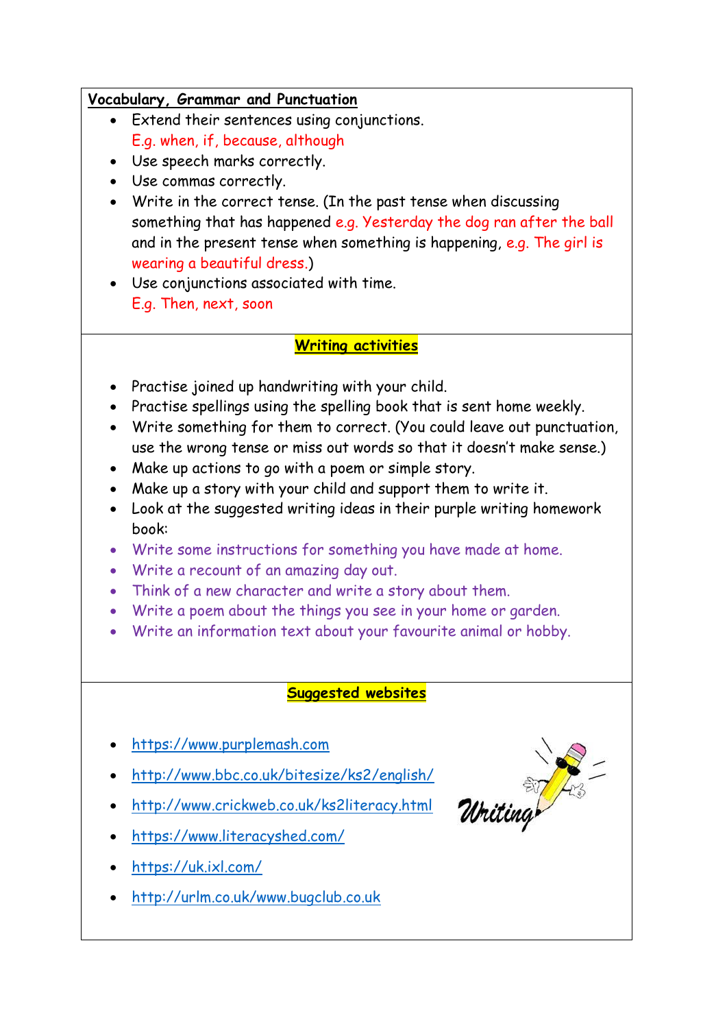## Vocabulary, Grammar and Punctuation

- Extend their sentences using conjunctions.
  E.g. when, if, because, although
- Use speech marks correctly.
- Use commas correctly.
- Write in the correct tense. (In the past tense when discussing something that has happened e.g. Yesterday the dog ran after the ball and in the present tense when something is happening, e.g. The girl is wearing a beautiful dress.)
- Use conjunctions associated with time.
  E.g. Then, next, soon

## Writing activities

- Practise joined up handwriting with your child.
- Practise spellings using the spelling book that is sent home weekly.
- Write something for them to correct. (You could leave out punctuation, use the wrong tense or miss out words so that it doesn't make sense.)
- Make up actions to go with a poem or simple story.
- Make up a story with your child and support them to write it.
- Look at the suggested writing ideas in their purple writing homework book:
- Write some instructions for something you have made at home.
- Write a recount of an amazing day out.
- Think of a new character and write a story about them.
- Write a poem about the things you see in your home or garden.
- Write an information text about your favourite animal or hobby.

## Suggested websites

- https://www.purplemash.com
- http://www.bbc.co.uk/bitesize/ks2/english/
- http://www.crickweb.co.uk/ks2literacy.html
- https://www.literacyshed.com/
- https://uk.ixl.com/
- http://urlm.co.uk/www.bugclub.co.uk